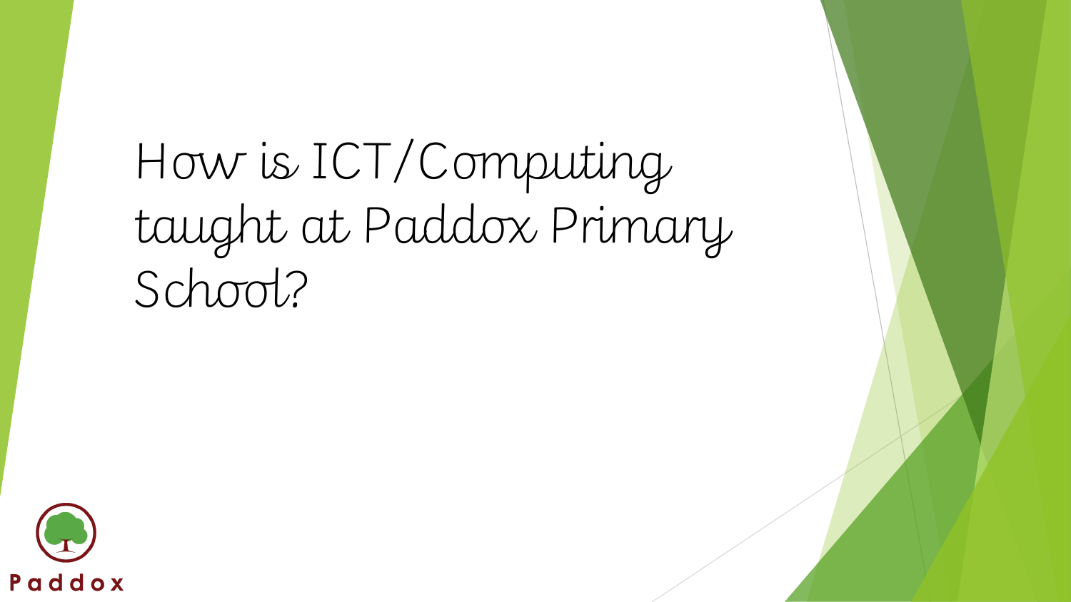# How is ICT/Computing taught at Paddox Primary School?

Paddox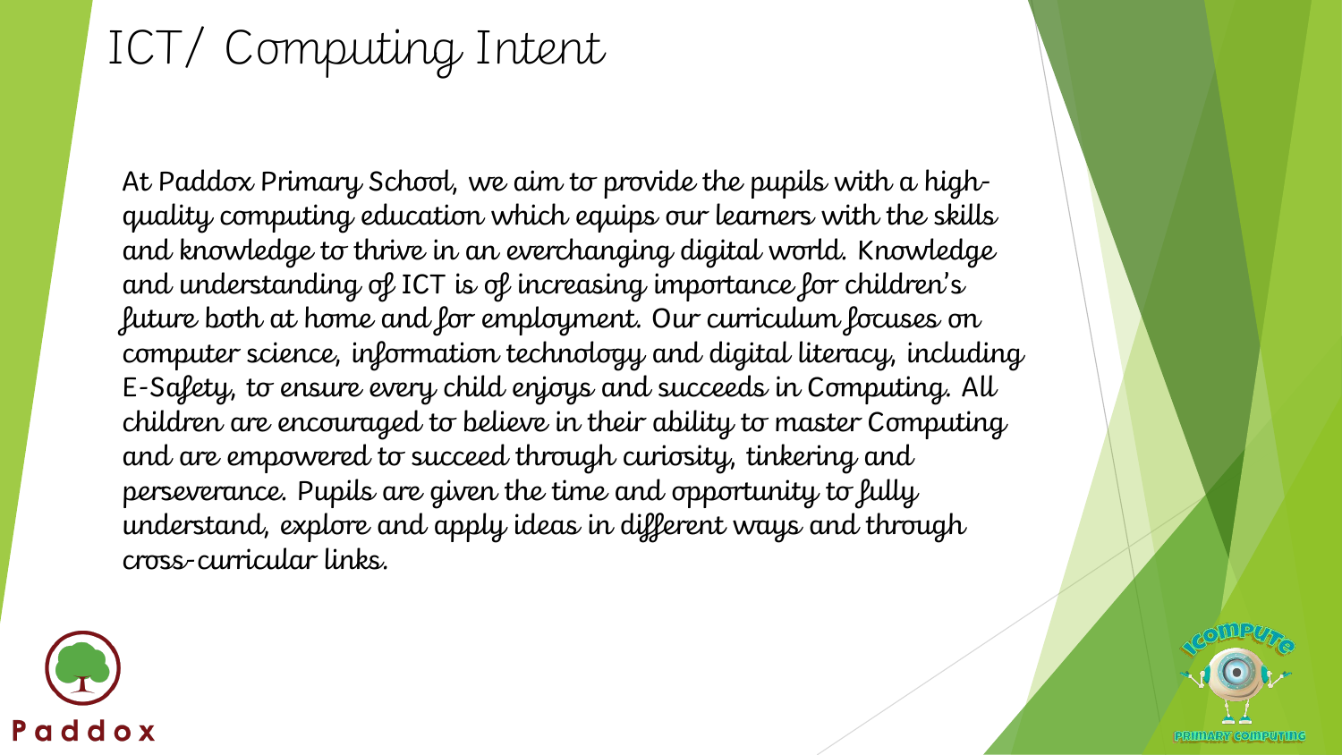# ICT/ Computing Intent

At Paddox Primary School, we aim to provide the pupils with a high-quality computing education which equips our learners with the skills and knowledge to thrive in an everchanging digital world. Knowledge and understanding of ICT is of increasing importance for children's future both at home and for employment. Our curriculum focuses on computer science, information technology and digital literacy, including E-Safety, to ensure every child enjoys and succeeds in Computing. All children are encouraged to believe in their ability to master Computing and are empowered to succeed through curiosity, tinkering and perseverance. Pupils are given the time and opportunity to fully understand, explore and apply ideas in different ways and through cross-curricular links.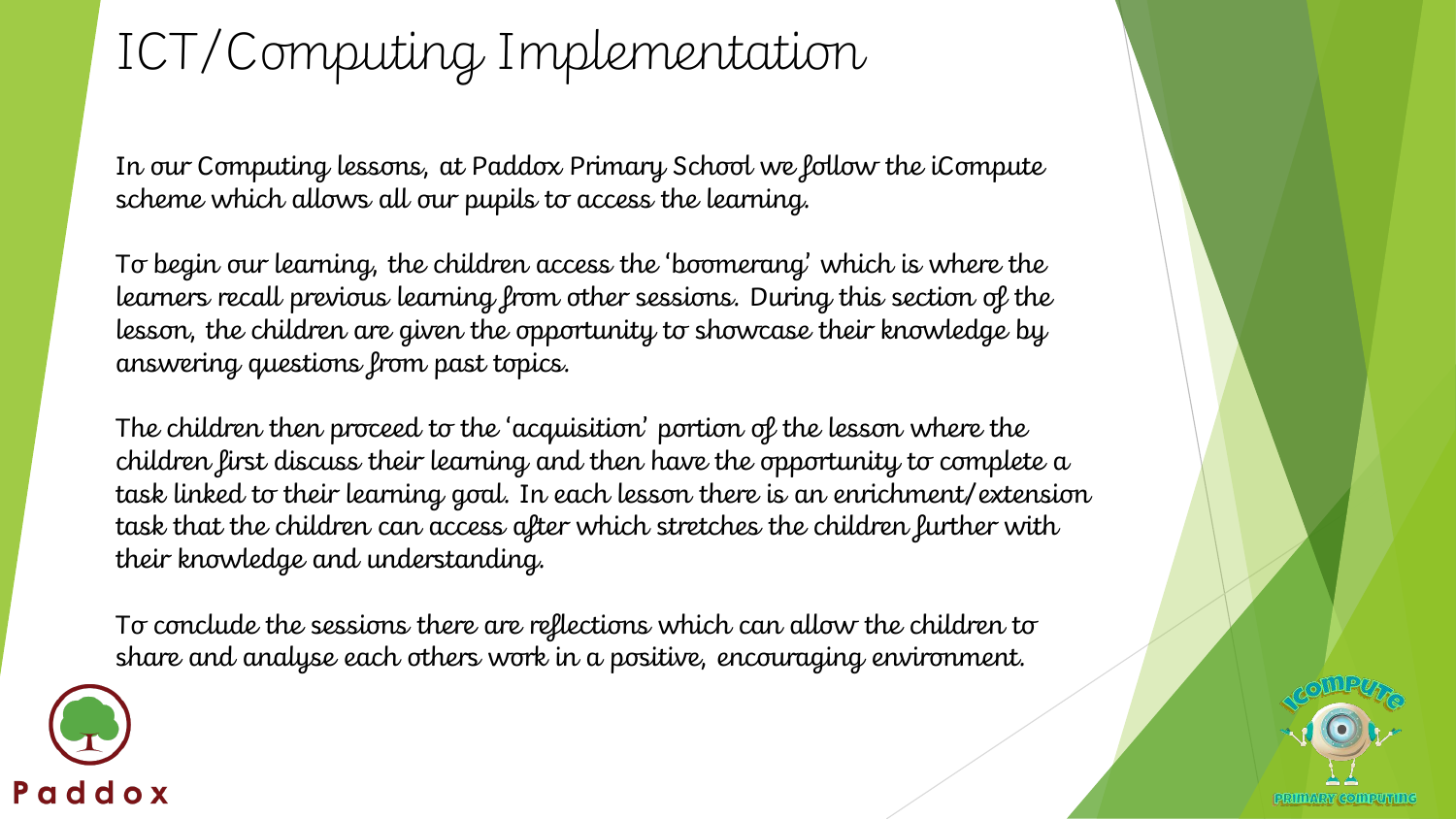# ICT/Computing Implementation

In our Computing lessons, at Paddox Primary School we follow the iCompute scheme which allows all our pupils to access the learning.

To begin our learning, the children access the 'boomerang' which is where the learners recall previous learning from other sessions. During this section of the lesson, the children are given the opportunity to showcase their knowledge by answering questions from past topics.

The children then proceed to the 'acquisition' portion of the lesson where the children first discuss their learning and then have the opportunity to complete a task linked to their learning goal. In each lesson there is an enrichment/extension task that the children can access after which stretches the children further with their knowledge and understanding.

To conclude the sessions there are reflections which can allow the children to share and analyse each others work in a positive, encouraging environment.

Paddox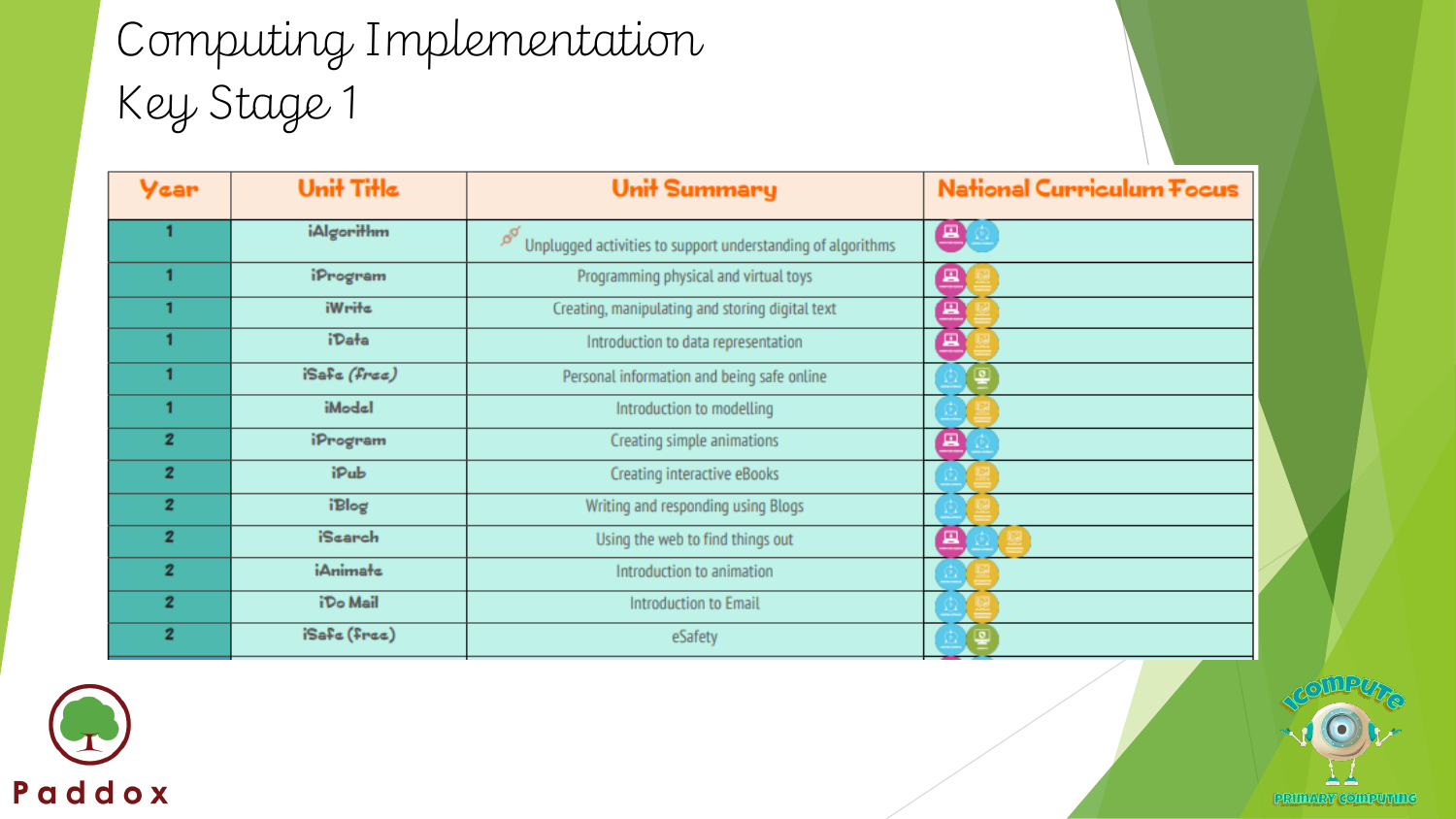# Computing Implementation
## Key Stage 1

| Year | Unit Title | Unit Summary | National Curriculum Focus |
|---|---|---|---|
| 1 | iAlgorithm | Unplugged activities to support understanding of algorithms | |
| 1 | iProgram | Programming physical and virtual toys | |
| 1 | iWrite | Creating, manipulating and storing digital text | |
| 1 | iData | Introduction to data representation | |
| 1 | iSafe (free) | Personal information and being safe online | |
| 1 | iModel | Introduction to modelling | |
| 2 | iProgram | Creating simple animations | |
| 2 | iPub | Creating interactive eBooks | |
| 2 | iBlog | Writing and responding using Blogs | |
| 2 | iSearch | Using the web to find things out | |
| 2 | iAnimate | Introduction to animation | |
| 2 | iDo Mail | Introduction to Email | |
| 2 | iSafe (free) | eSafety | |

Paddox

iCompute Primary Computing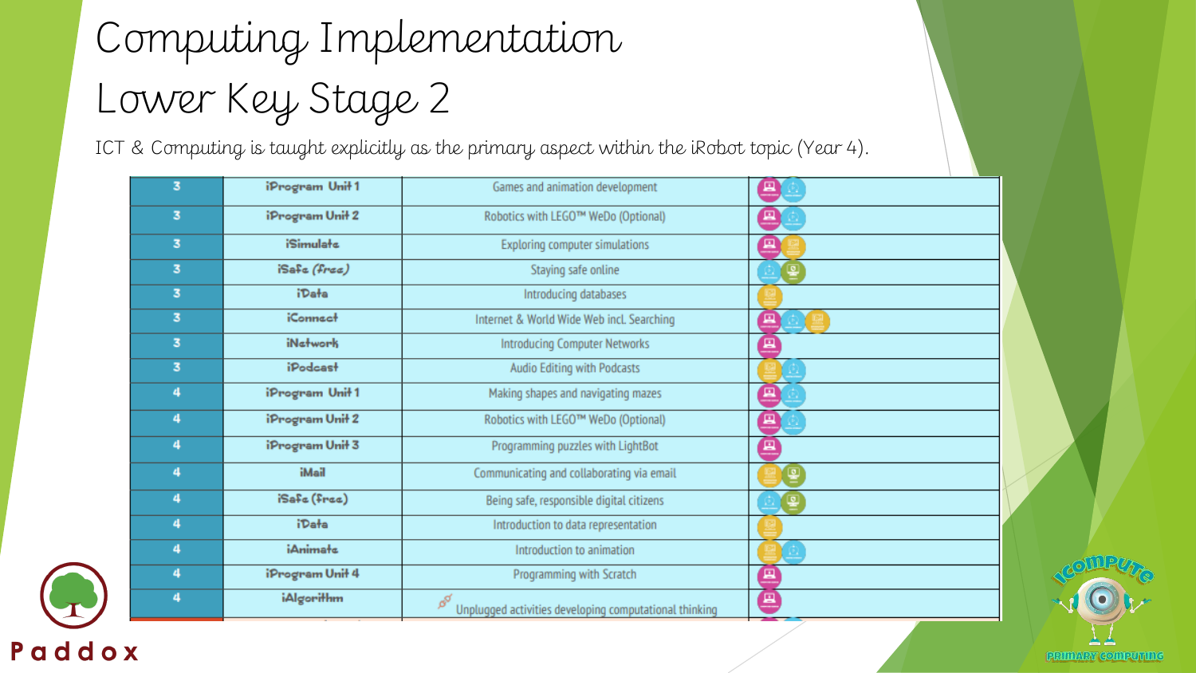# Computing Implementation

# Lower Key Stage 2

ICT & Computing is taught explicitly as the primary aspect within the iRobot topic (Year 4).

| | | | |
|---|---|---|---|
| 3 | iProgram Unit 1 | Games and animation development | |
| 3 | iProgram Unit 2 | Robotics with LEGO™ WeDo (Optional) | |
| 3 | iSimulate | Exploring computer simulations | |
| 3 | iSafe (free) | Staying safe online | |
| 3 | iData | Introducing databases | |
| 3 | iConnect | Internet & World Wide Web incl. Searching | |
| 3 | iNetwork | Introducing Computer Networks | |
| 3 | iPodcast | Audio Editing with Podcasts | |
| 4 | iProgram Unit 1 | Making shapes and navigating mazes | |
| 4 | iProgram Unit 2 | Robotics with LEGO™ WeDo (Optional) | |
| 4 | iProgram Unit 3 | Programming puzzles with LightBot | |
| 4 | iMail | Communicating and collaborating via email | |
| 4 | iSafe (free) | Being safe, responsible digital citizens | |
| 4 | iData | Introduction to data representation | |
| 4 | iAnimate | Introduction to animation | |
| 4 | iProgram Unit 4 | Programming with Scratch | |
| 4 | iAlgorithm | Unplugged activities developing computational thinking | |

Paddox

iCompute PRIMARY COMPUTING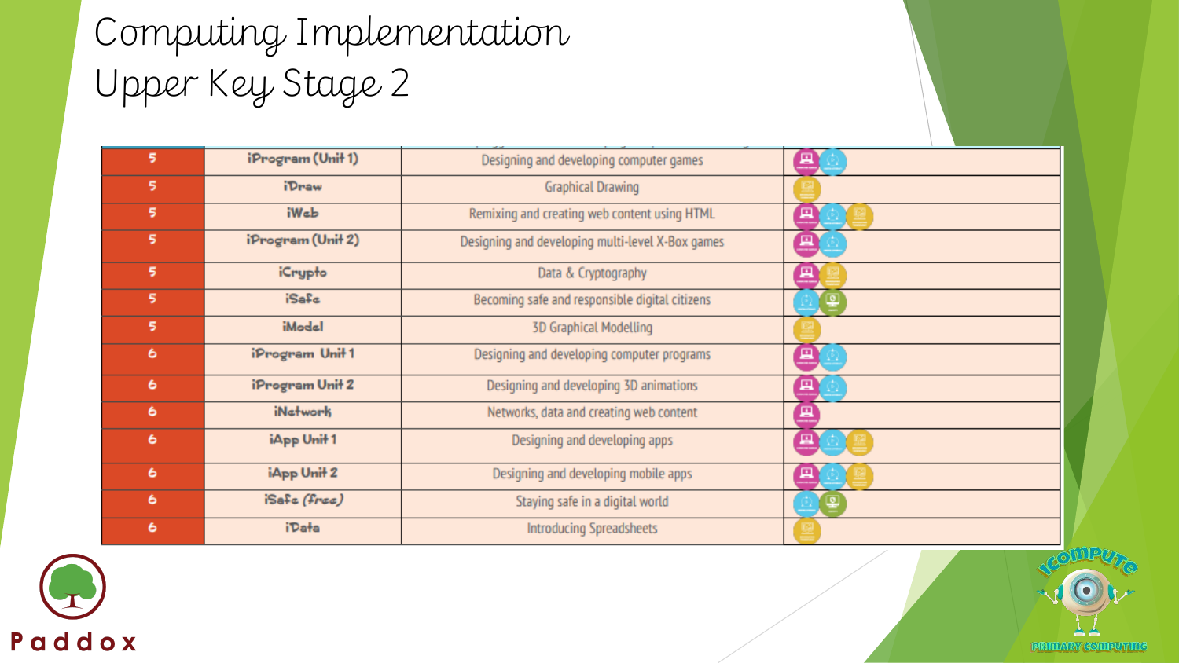# Computing Implementation Upper Key Stage 2

| Year | Unit | Description |
|---|---|---|
| 5 | iProgram (Unit 1) | Designing and developing computer games |
| 5 | iDraw | Graphical Drawing |
| 5 | iWeb | Remixing and creating web content using HTML |
| 5 | iProgram (Unit 2) | Designing and developing multi-level X-Box games |
| 5 | iCrypto | Data & Cryptography |
| 5 | iSafe | Becoming safe and responsible digital citizens |
| 5 | iModel | 3D Graphical Modelling |
| 6 | iProgram Unit 1 | Designing and developing computer programs |
| 6 | iProgram Unit 2 | Designing and developing 3D animations |
| 6 | iNetwork | Networks, data and creating web content |
| 6 | iApp Unit 1 | Designing and developing apps |
| 6 | iApp Unit 2 | Designing and developing mobile apps |
| 6 | iSafe (free) | Staying safe in a digital world |
| 6 | iData | Introducing Spreadsheets |

Paddox

iCompute Primary Computing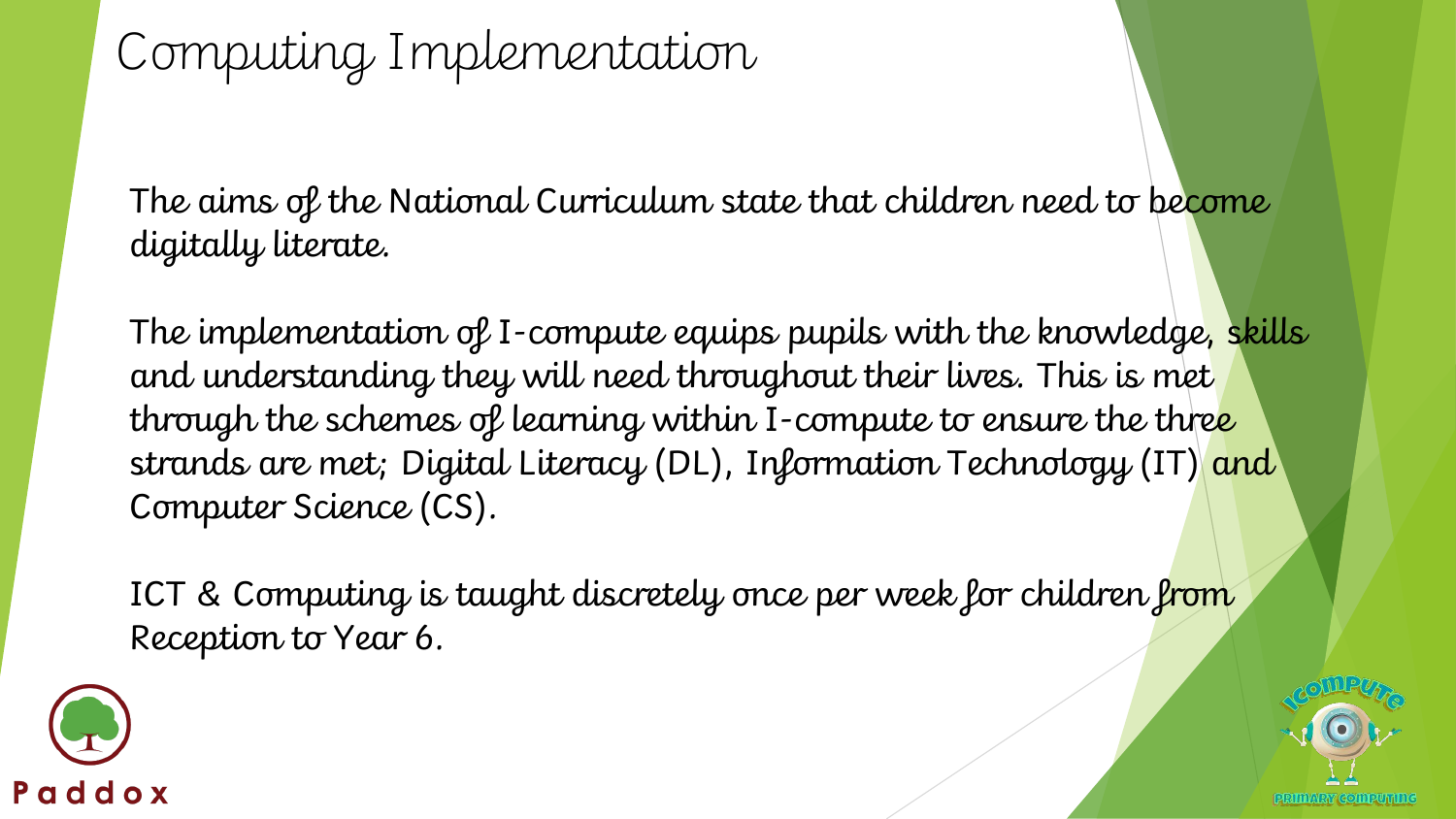# Computing Implementation

The aims of the National Curriculum state that children need to become digitally literate.

The implementation of I-compute equips pupils with the knowledge, skills and understanding they will need throughout their lives. This is met through the schemes of learning within I-compute to ensure the three strands are met; Digital Literacy (DL), Information Technology (IT) and Computer Science (CS).

ICT & Computing is taught discretely once per week for children from Reception to Year 6.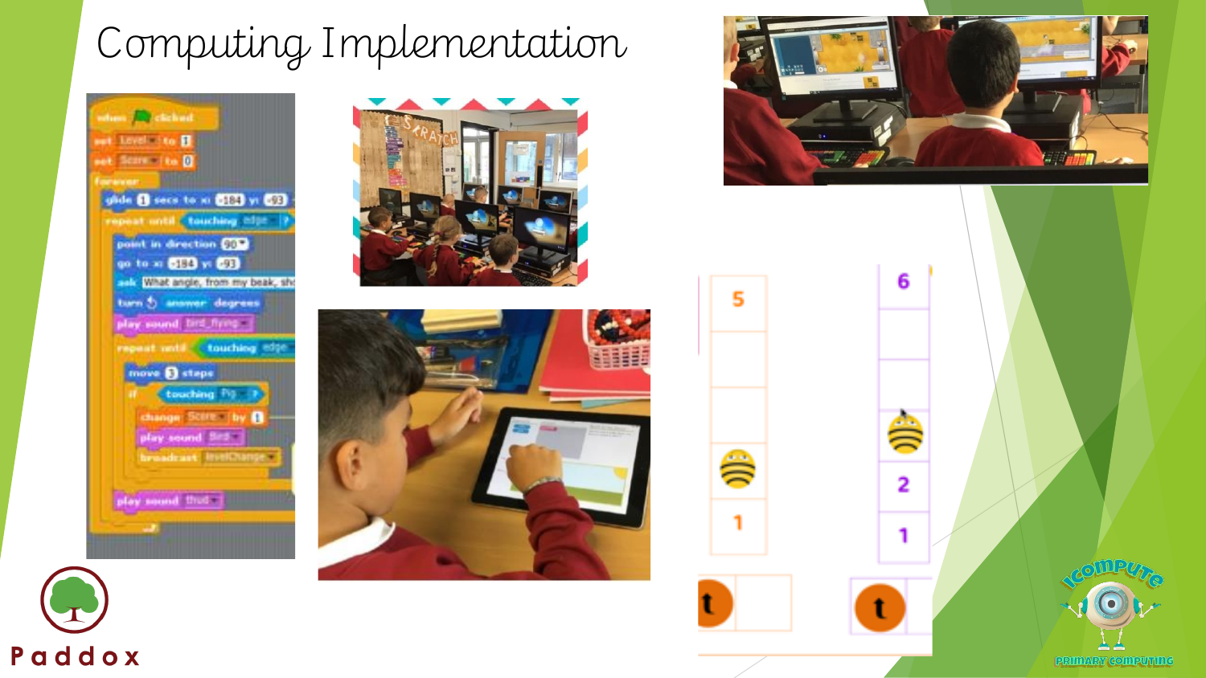# Computing Implementation

Paddox

iCompute Primary Computing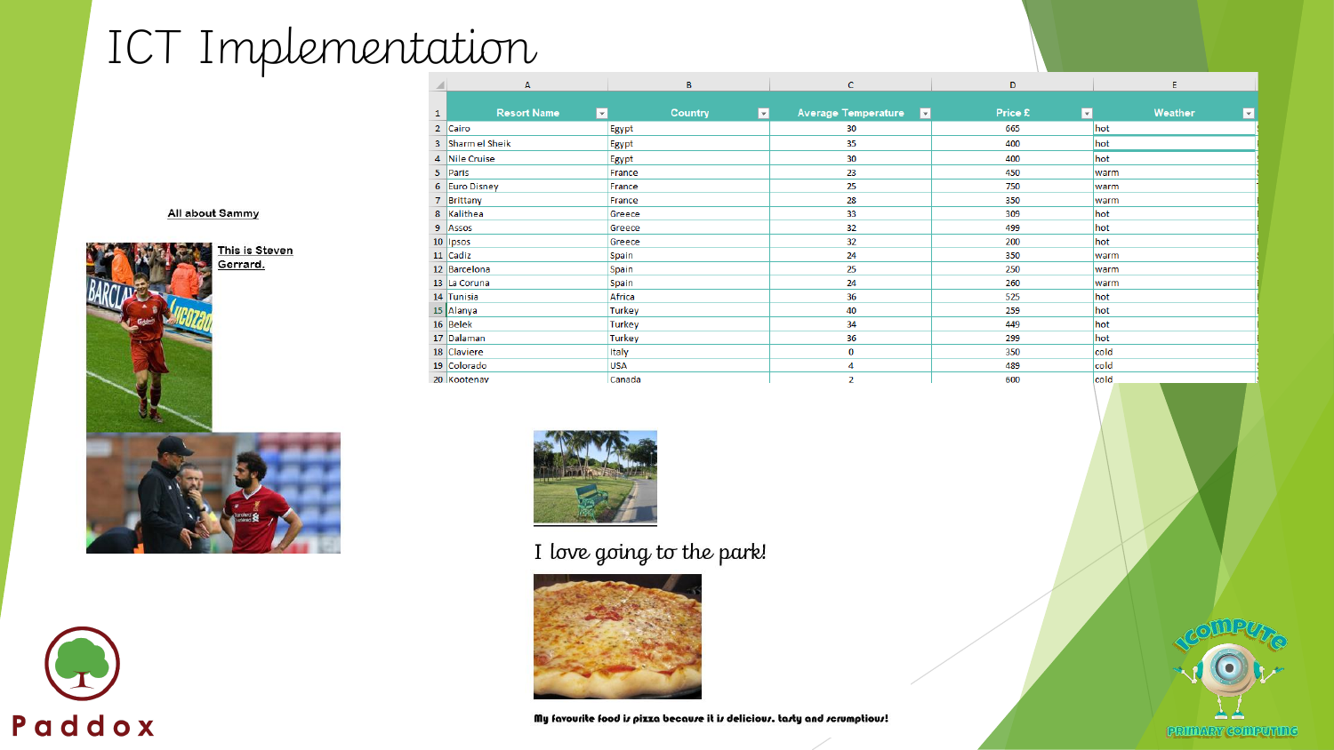# ICT Implementation

| Resort Name | Country | Average Temperature | Price £ | Weather |
|---|---|---|---|---|
| Cairo | Egypt | 30 | 665 | hot |
| Sharm el Sheik | Egypt | 35 | 400 | hot |
| Nile Cruise | Egypt | 30 | 400 | hot |
| Paris | France | 23 | 450 | warm |
| Euro Disney | France | 25 | 750 | warm |
| Brittany | France | 28 | 350 | warm |
| Kalithea | Greece | 33 | 309 | hot |
| Assos | Greece | 32 | 499 | hot |
| Ipsos | Greece | 32 | 200 | hot |
| Cadiz | Spain | 24 | 350 | warm |
| Barcelona | Spain | 25 | 250 | warm |
| La Coruna | Spain | 24 | 260 | warm |
| Tunisia | Africa | 36 | 525 | hot |
| Alanya | Turkey | 40 | 259 | hot |
| Belek | Turkey | 34 | 449 | hot |
| Dalaman | Turkey | 36 | 299 | hot |
| Claviere | Italy | 0 | 350 | cold |
| Colorado | USA | 4 | 489 | cold |
| Kootenay | Canada | 2 | 600 | cold |

All about Sammy

This is Steven Gerrard.

I love going to the park!

My favourite food is pizza because it is delicious, tasty and scrumptious!

Paddox

iCompute Primary Computing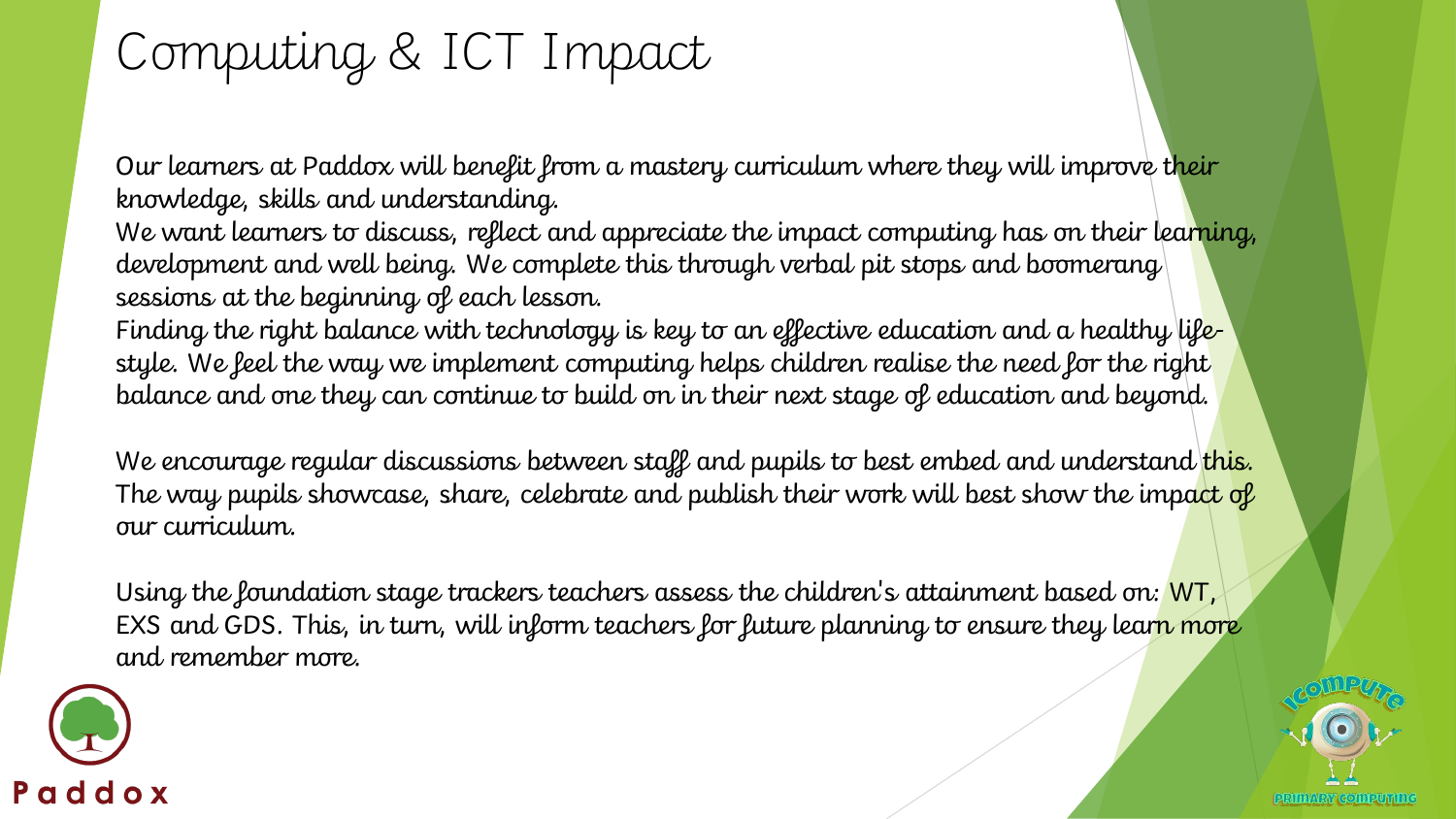# Computing & ICT Impact

Our learners at Paddox will benefit from a mastery curriculum where they will improve their knowledge, skills and understanding.
We want learners to discuss, reflect and appreciate the impact computing has on their learning, development and well being. We complete this through verbal pit stops and boomerang sessions at the beginning of each lesson.
Finding the right balance with technology is key to an effective education and a healthy life-style. We feel the way we implement computing helps children realise the need for the right balance and one they can continue to build on in their next stage of education and beyond.

We encourage regular discussions between staff and pupils to best embed and understand this. The way pupils showcase, share, celebrate and publish their work will best show the impact of our curriculum.

Using the foundation stage trackers teachers assess the children's attainment based on: WT, EXS and GDS. This, in turn, will inform teachers for future planning to ensure they learn more and remember more.

Paddox

iCompute
PRIMARY COMPUTING